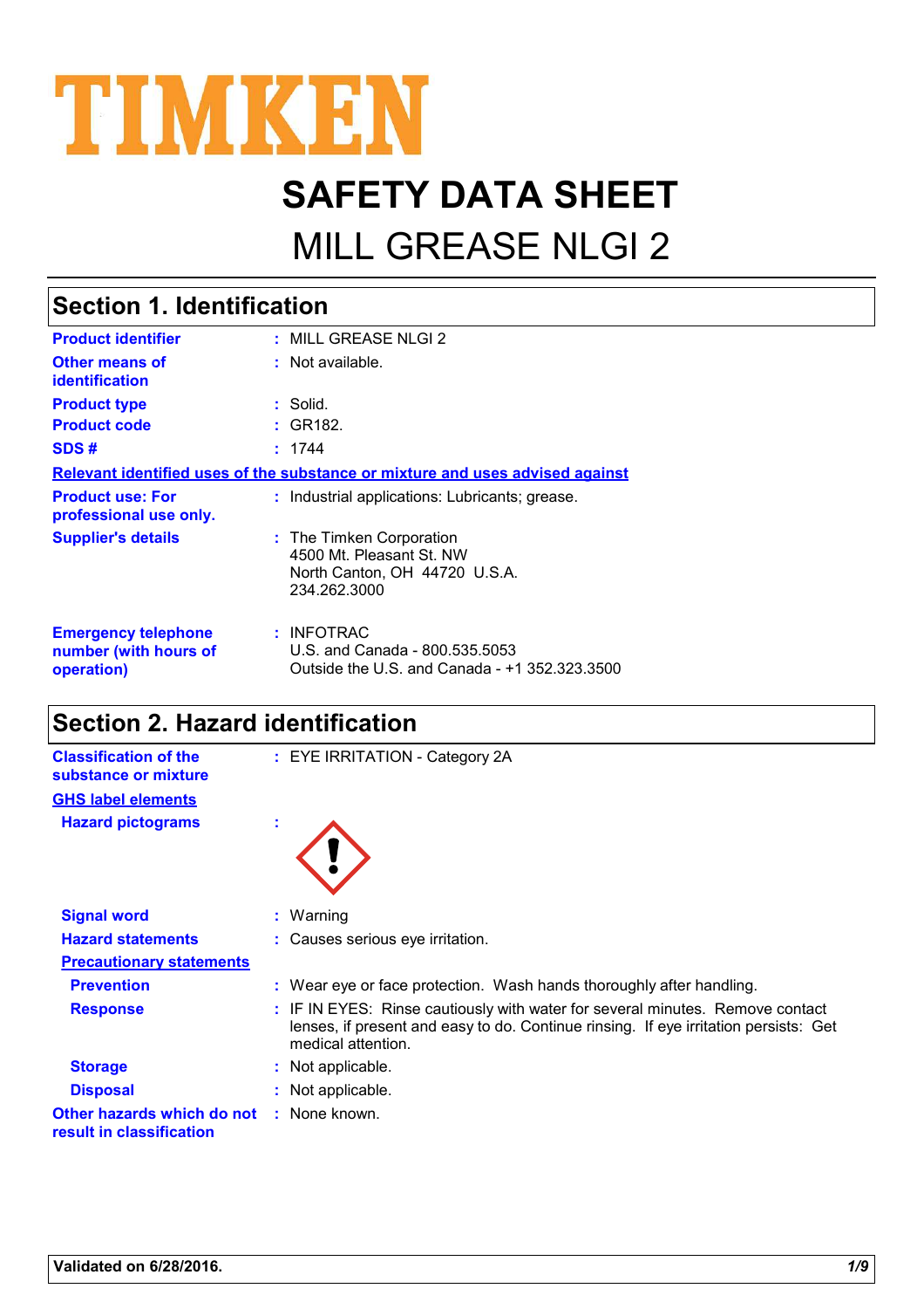TIMKEN

# SAFETY DATA SHEET

## MILL GREASE NLGI 2

## Section 1. Identification

**Product identifier** : MILL GREASE NLGI 2

**Other means of identification** : Not available.

**Product type** : Solid.

**Product code** : GR182.

**SDS #** : 1744

**Relevant identified uses of the substance or mixture and uses advised against**

**Product use: For professional use only.** : Industrial applications: Lubricants; grease.

**Supplier's details** : The Timken Corporation
4500 Mt. Pleasant St. NW
North Canton, OH 44720 U.S.A.
234.262.3000

**Emergency telephone number (with hours of operation)** : INFOTRAC
U.S. and Canada - 800.535.5053
Outside the U.S. and Canada - +1 352.323.3500

## Section 2. Hazard identification

**Classification of the substance or mixture** : EYE IRRITATION - Category 2A

**GHS label elements**

**Hazard pictograms** :

**Signal word** : Warning

**Hazard statements** : Causes serious eye irritation.

**Precautionary statements**

**Prevention** : Wear eye or face protection. Wash hands thoroughly after handling.

**Response** : IF IN EYES: Rinse cautiously with water for several minutes. Remove contact lenses, if present and easy to do. Continue rinsing. If eye irritation persists: Get medical attention.

**Storage** : Not applicable.

**Disposal** : Not applicable.

**Other hazards which do not result in classification** : None known.

**Validated on 6/28/2016.**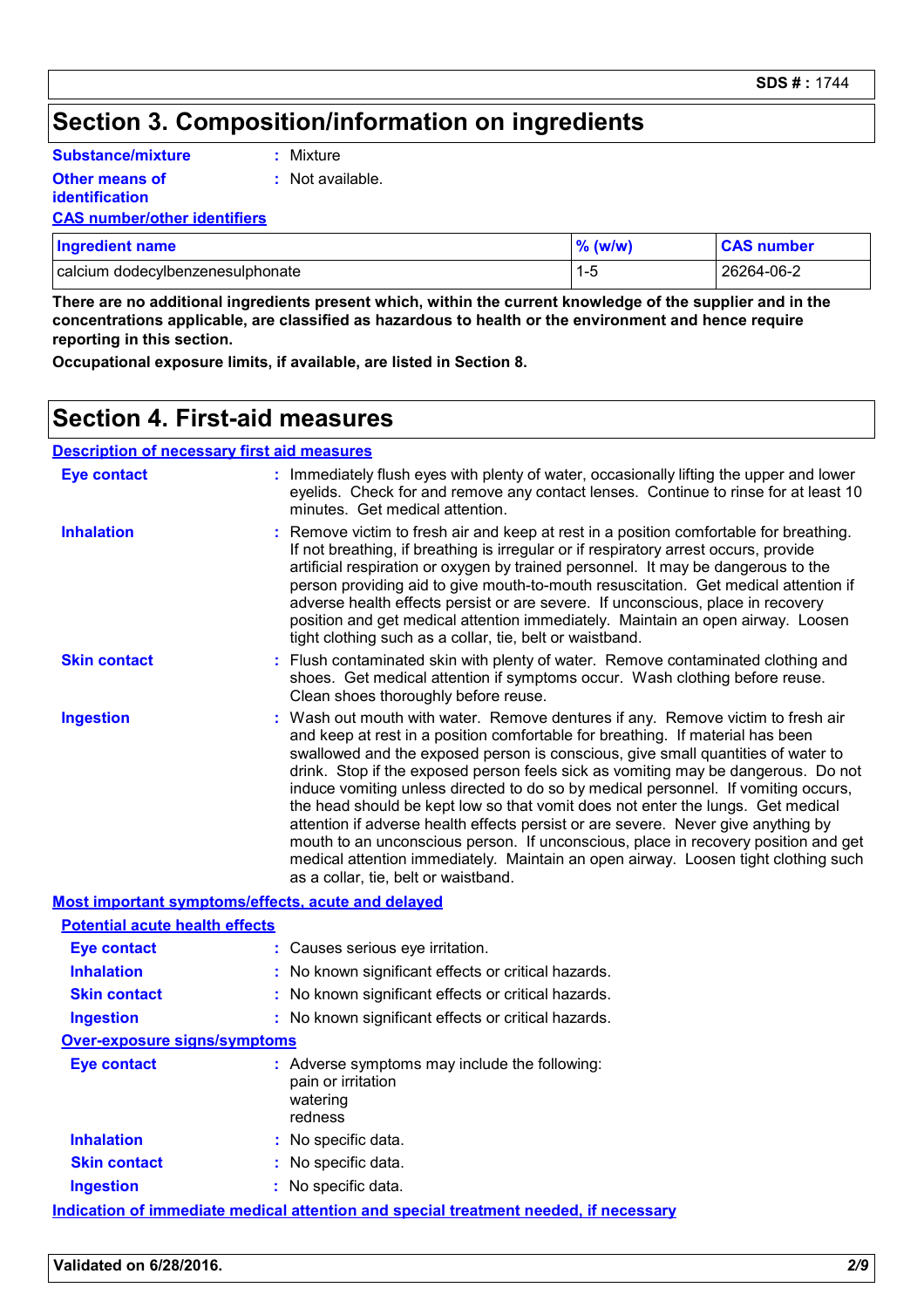## Section 3. Composition/information on ingredients

**Substance/mixture** : Mixture

**Other means of identification** : Not available.

**CAS number/other identifiers**

| Ingredient name | % (w/w) | CAS number |
|---|---|---|
| calcium dodecylbenzenesulphonate | 1-5 | 26264-06-2 |

**There are no additional ingredients present which, within the current knowledge of the supplier and in the concentrations applicable, are classified as hazardous to health or the environment and hence require reporting in this section.**

**Occupational exposure limits, if available, are listed in Section 8.**

## Section 4. First-aid measures

**Description of necessary first aid measures**

**Eye contact** : Immediately flush eyes with plenty of water, occasionally lifting the upper and lower eyelids. Check for and remove any contact lenses. Continue to rinse for at least 10 minutes. Get medical attention.

**Inhalation** : Remove victim to fresh air and keep at rest in a position comfortable for breathing. If not breathing, if breathing is irregular or if respiratory arrest occurs, provide artificial respiration or oxygen by trained personnel. It may be dangerous to the person providing aid to give mouth-to-mouth resuscitation. Get medical attention if adverse health effects persist or are severe. If unconscious, place in recovery position and get medical attention immediately. Maintain an open airway. Loosen tight clothing such as a collar, tie, belt or waistband.

**Skin contact** : Flush contaminated skin with plenty of water. Remove contaminated clothing and shoes. Get medical attention if symptoms occur. Wash clothing before reuse. Clean shoes thoroughly before reuse.

**Ingestion** : Wash out mouth with water. Remove dentures if any. Remove victim to fresh air and keep at rest in a position comfortable for breathing. If material has been swallowed and the exposed person is conscious, give small quantities of water to drink. Stop if the exposed person feels sick as vomiting may be dangerous. Do not induce vomiting unless directed to do so by medical personnel. If vomiting occurs, the head should be kept low so that vomit does not enter the lungs. Get medical attention if adverse health effects persist or are severe. Never give anything by mouth to an unconscious person. If unconscious, place in recovery position and get medical attention immediately. Maintain an open airway. Loosen tight clothing such as a collar, tie, belt or waistband.

**Most important symptoms/effects, acute and delayed**

**Potential acute health effects**

**Eye contact** : Causes serious eye irritation.

**Inhalation** : No known significant effects or critical hazards.

**Skin contact** : No known significant effects or critical hazards.

**Ingestion** : No known significant effects or critical hazards.

**Over-exposure signs/symptoms**

**Eye contact** : Adverse symptoms may include the following:
pain or irritation
watering
redness

**Inhalation** : No specific data.

**Skin contact** : No specific data.

**Ingestion** : No specific data.

**Indication of immediate medical attention and special treatment needed, if necessary**

**Validated on 6/28/2016.**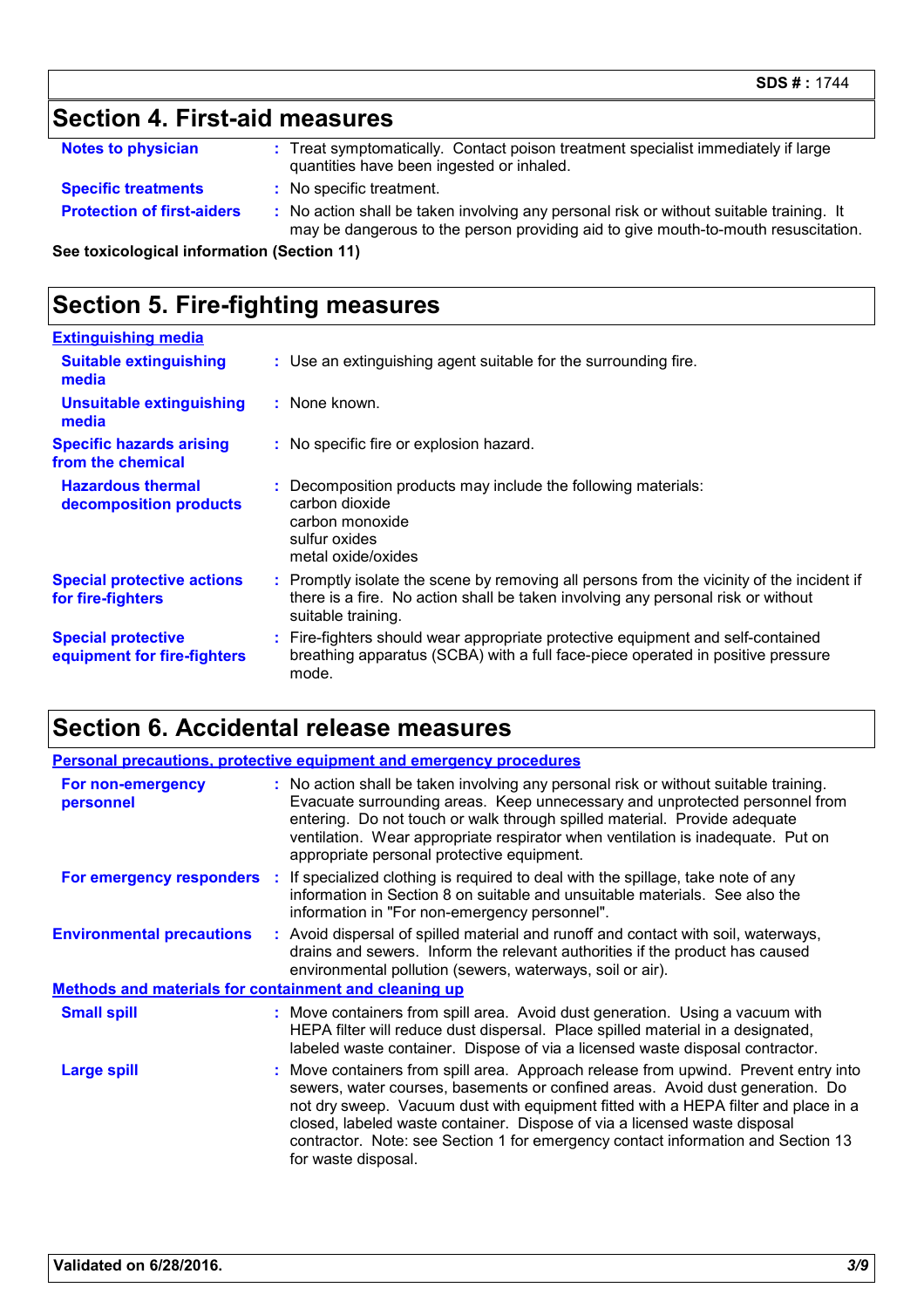## Section 4. First-aid measures

**Notes to physician** : Treat symptomatically. Contact poison treatment specialist immediately if large quantities have been ingested or inhaled.

**Specific treatments** : No specific treatment.

**Protection of first-aiders** : No action shall be taken involving any personal risk or without suitable training. It may be dangerous to the person providing aid to give mouth-to-mouth resuscitation.

**See toxicological information (Section 11)**

## Section 5. Fire-fighting measures

**Extinguishing media**

**Suitable extinguishing media** : Use an extinguishing agent suitable for the surrounding fire.

**Unsuitable extinguishing media** : None known.

**Specific hazards arising from the chemical** : No specific fire or explosion hazard.

**Hazardous thermal decomposition products** : Decomposition products may include the following materials:
carbon dioxide
carbon monoxide
sulfur oxides
metal oxide/oxides

**Special protective actions for fire-fighters** : Promptly isolate the scene by removing all persons from the vicinity of the incident if there is a fire. No action shall be taken involving any personal risk or without suitable training.

**Special protective equipment for fire-fighters** : Fire-fighters should wear appropriate protective equipment and self-contained breathing apparatus (SCBA) with a full face-piece operated in positive pressure mode.

## Section 6. Accidental release measures

**Personal precautions, protective equipment and emergency procedures**

**For non-emergency personnel** : No action shall be taken involving any personal risk or without suitable training. Evacuate surrounding areas. Keep unnecessary and unprotected personnel from entering. Do not touch or walk through spilled material. Provide adequate ventilation. Wear appropriate respirator when ventilation is inadequate. Put on appropriate personal protective equipment.

**For emergency responders** : If specialized clothing is required to deal with the spillage, take note of any information in Section 8 on suitable and unsuitable materials. See also the information in "For non-emergency personnel".

**Environmental precautions** : Avoid dispersal of spilled material and runoff and contact with soil, waterways, drains and sewers. Inform the relevant authorities if the product has caused environmental pollution (sewers, waterways, soil or air).

**Methods and materials for containment and cleaning up**

**Small spill** : Move containers from spill area. Avoid dust generation. Using a vacuum with HEPA filter will reduce dust dispersal. Place spilled material in a designated, labeled waste container. Dispose of via a licensed waste disposal contractor.

**Large spill** : Move containers from spill area. Approach release from upwind. Prevent entry into sewers, water courses, basements or confined areas. Avoid dust generation. Do not dry sweep. Vacuum dust with equipment fitted with a HEPA filter and place in a closed, labeled waste container. Dispose of via a licensed waste disposal contractor. Note: see Section 1 for emergency contact information and Section 13 for waste disposal.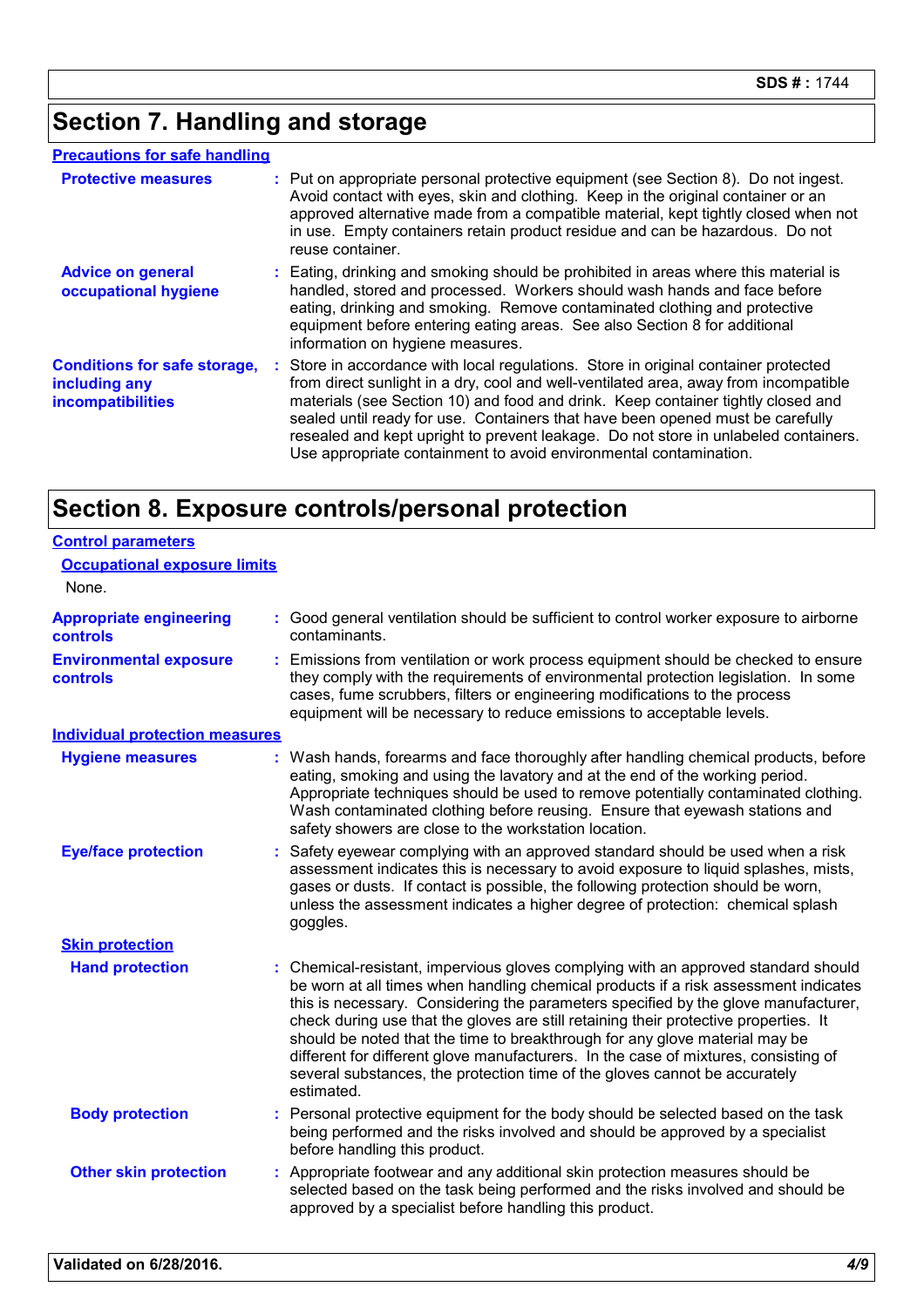## Section 7. Handling and storage

### Precautions for safe handling

**Protective measures** : Put on appropriate personal protective equipment (see Section 8). Do not ingest. Avoid contact with eyes, skin and clothing. Keep in the original container or an approved alternative made from a compatible material, kept tightly closed when not in use. Empty containers retain product residue and can be hazardous. Do not reuse container.

**Advice on general occupational hygiene** : Eating, drinking and smoking should be prohibited in areas where this material is handled, stored and processed. Workers should wash hands and face before eating, drinking and smoking. Remove contaminated clothing and protective equipment before entering eating areas. See also Section 8 for additional information on hygiene measures.

**Conditions for safe storage, including any incompatibilities** : Store in accordance with local regulations. Store in original container protected from direct sunlight in a dry, cool and well-ventilated area, away from incompatible materials (see Section 10) and food and drink. Keep container tightly closed and sealed until ready for use. Containers that have been opened must be carefully resealed and kept upright to prevent leakage. Do not store in unlabeled containers. Use appropriate containment to avoid environmental contamination.

## Section 8. Exposure controls/personal protection

### Control parameters

#### Occupational exposure limits

None.

**Appropriate engineering controls** : Good general ventilation should be sufficient to control worker exposure to airborne contaminants.

**Environmental exposure controls** : Emissions from ventilation or work process equipment should be checked to ensure they comply with the requirements of environmental protection legislation. In some cases, fume scrubbers, filters or engineering modifications to the process equipment will be necessary to reduce emissions to acceptable levels.

### Individual protection measures

**Hygiene measures** : Wash hands, forearms and face thoroughly after handling chemical products, before eating, smoking and using the lavatory and at the end of the working period. Appropriate techniques should be used to remove potentially contaminated clothing. Wash contaminated clothing before reusing. Ensure that eyewash stations and safety showers are close to the workstation location.

**Eye/face protection** : Safety eyewear complying with an approved standard should be used when a risk assessment indicates this is necessary to avoid exposure to liquid splashes, mists, gases or dusts. If contact is possible, the following protection should be worn, unless the assessment indicates a higher degree of protection: chemical splash goggles.

#### Skin protection

**Hand protection** : Chemical-resistant, impervious gloves complying with an approved standard should be worn at all times when handling chemical products if a risk assessment indicates this is necessary. Considering the parameters specified by the glove manufacturer, check during use that the gloves are still retaining their protective properties. It should be noted that the time to breakthrough for any glove material may be different for different glove manufacturers. In the case of mixtures, consisting of several substances, the protection time of the gloves cannot be accurately estimated.

**Body protection** : Personal protective equipment for the body should be selected based on the task being performed and the risks involved and should be approved by a specialist before handling this product.

**Other skin protection** : Appropriate footwear and any additional skin protection measures should be selected based on the task being performed and the risks involved and should be approved by a specialist before handling this product.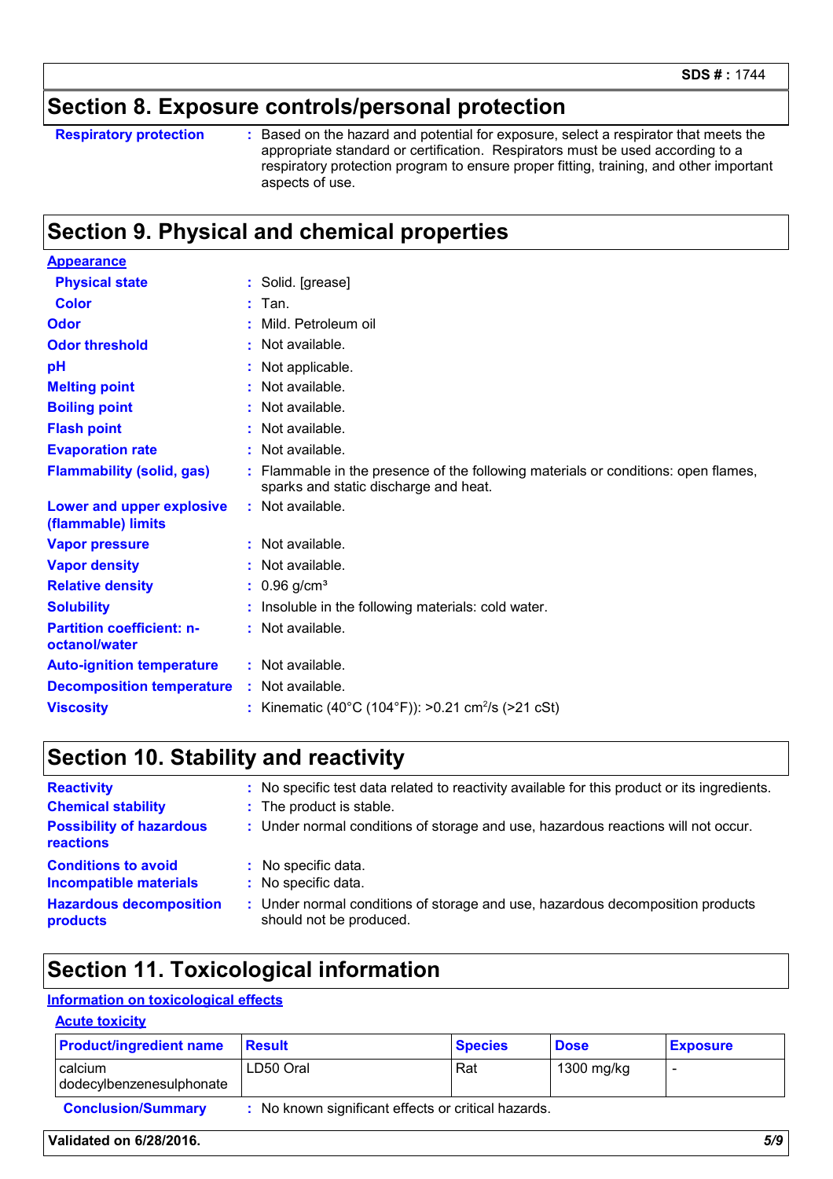## Section 8. Exposure controls/personal protection

**Respiratory protection** : Based on the hazard and potential for exposure, select a respirator that meets the appropriate standard or certification. Respirators must be used according to a respiratory protection program to ensure proper fitting, training, and other important aspects of use.

## Section 9. Physical and chemical properties

**Appearance**

**Physical state** : Solid. [grease]

**Color** : Tan.

**Odor** : Mild. Petroleum oil

**Odor threshold** : Not available.

**pH** : Not applicable.

**Melting point** : Not available.

**Boiling point** : Not available.

**Flash point** : Not available.

**Evaporation rate** : Not available.

**Flammability (solid, gas)** : Flammable in the presence of the following materials or conditions: open flames, sparks and static discharge and heat.

**Lower and upper explosive (flammable) limits** : Not available.

**Vapor pressure** : Not available.

**Vapor density** : Not available.

**Relative density** : 0.96 $g/cm^3$

**Solubility** : Insoluble in the following materials: cold water.

**Partition coefficient: n-octanol/water** : Not available.

**Auto-ignition temperature** : Not available.

**Decomposition temperature** : Not available.

**Viscosity** : Kinematic (40°C (104°F)): >0.21 $cm^2/s$ (>21 cSt)

## Section 10. Stability and reactivity

**Reactivity** : No specific test data related to reactivity available for this product or its ingredients.

**Chemical stability** : The product is stable.

**Possibility of hazardous reactions** : Under normal conditions of storage and use, hazardous reactions will not occur.

**Conditions to avoid** : No specific data.

**Incompatible materials** : No specific data.

**Hazardous decomposition products** : Under normal conditions of storage and use, hazardous decomposition products should not be produced.

## Section 11. Toxicological information

**Information on toxicological effects**

**Acute toxicity**

| Product/ingredient name | Result | Species | Dose | Exposure |
|---|---|---|---|---|
| calcium dodecylbenzenesulphonate | LD50 Oral | Rat | 1300 mg/kg | - |

**Conclusion/Summary** : No known significant effects or critical hazards.

**Validated on 6/28/2016.**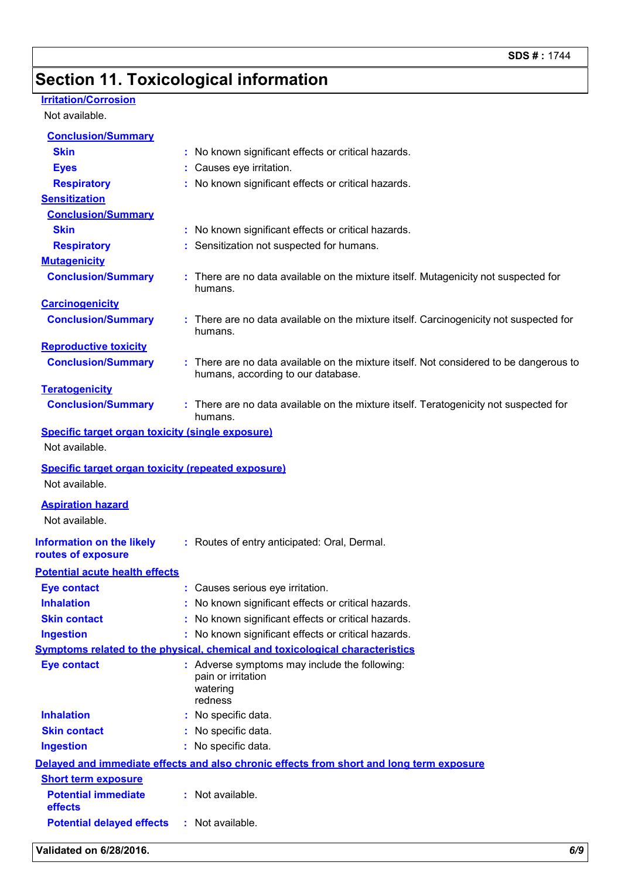## Section 11. Toxicological information

**Irritation/Corrosion**

Not available.

**Conclusion/Summary**

**Skin** : No known significant effects or critical hazards.

**Eyes** : Causes eye irritation.

**Respiratory** : No known significant effects or critical hazards.

**Sensitization**

**Conclusion/Summary**

**Skin** : No known significant effects or critical hazards.

**Respiratory** : Sensitization not suspected for humans.

**Mutagenicity**

**Conclusion/Summary** : There are no data available on the mixture itself. Mutagenicity not suspected for humans.

**Carcinogenicity**

**Conclusion/Summary** : There are no data available on the mixture itself. Carcinogenicity not suspected for humans.

**Reproductive toxicity**

**Conclusion/Summary** : There are no data available on the mixture itself. Not considered to be dangerous to humans, according to our database.

**Teratogenicity**

**Conclusion/Summary** : There are no data available on the mixture itself. Teratogenicity not suspected for humans.

**Specific target organ toxicity (single exposure)**

Not available.

**Specific target organ toxicity (repeated exposure)**

Not available.

**Aspiration hazard**

Not available.

**Information on the likely routes of exposure** : Routes of entry anticipated: Oral, Dermal.

**Potential acute health effects**

**Eye contact** : Causes serious eye irritation.

**Inhalation** : No known significant effects or critical hazards.

**Skin contact** : No known significant effects or critical hazards.

**Ingestion** : No known significant effects or critical hazards.

**Symptoms related to the physical, chemical and toxicological characteristics**

**Eye contact** : Adverse symptoms may include the following:
pain or irritation
watering
redness

**Inhalation** : No specific data.

**Skin contact** : No specific data.

**Ingestion** : No specific data.

**Delayed and immediate effects and also chronic effects from short and long term exposure**

**Short term exposure**

**Potential immediate effects** : Not available.

**Potential delayed effects** : Not available.

**Validated on 6/28/2016.**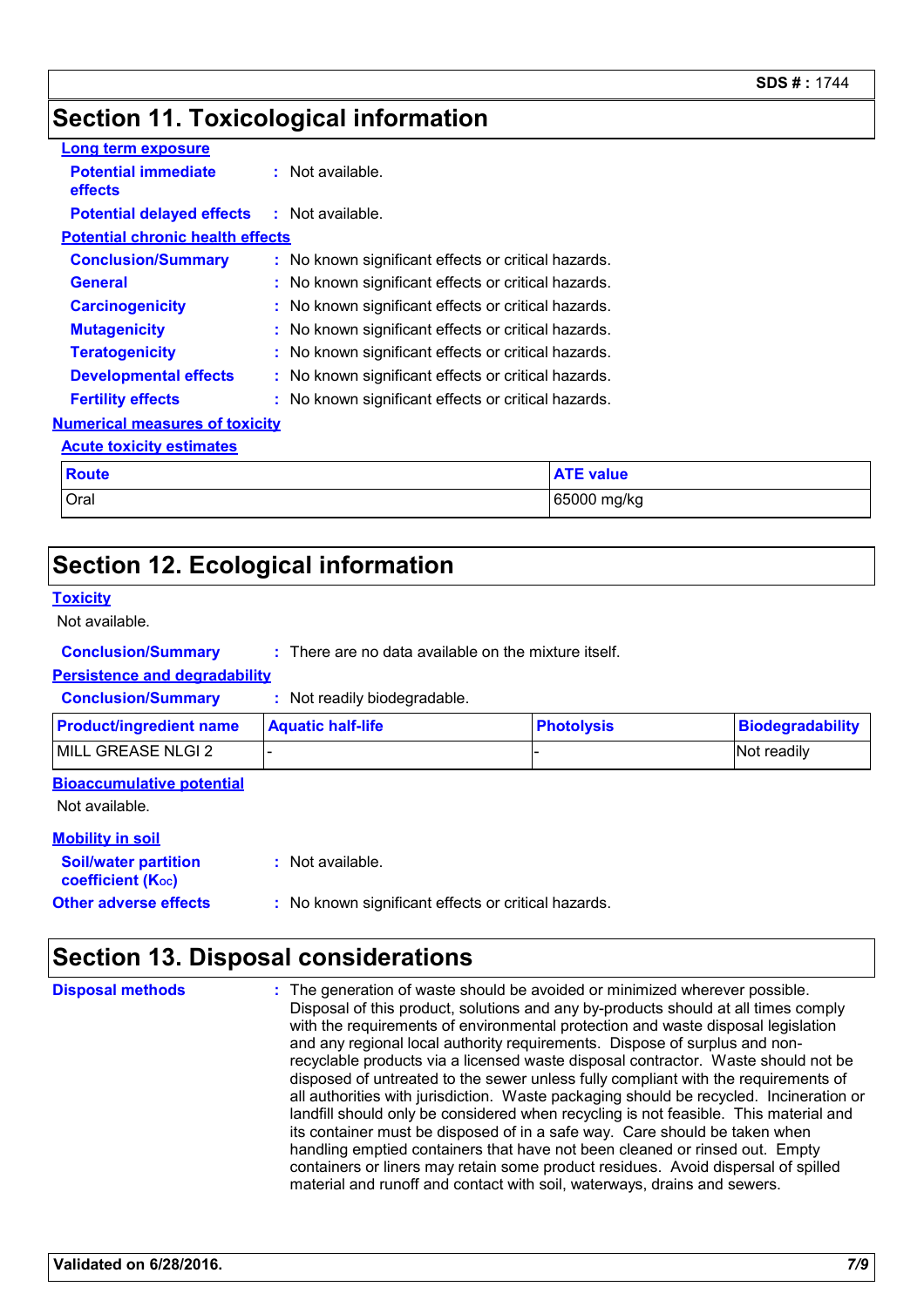## Section 11. Toxicological information

**Long term exposure**

**Potential immediate effects** : Not available.

**Potential delayed effects** : Not available.

**Potential chronic health effects**

**Conclusion/Summary** : No known significant effects or critical hazards.

**General** : No known significant effects or critical hazards.

**Carcinogenicity** : No known significant effects or critical hazards.

**Mutagenicity** : No known significant effects or critical hazards.

**Teratogenicity** : No known significant effects or critical hazards.

**Developmental effects** : No known significant effects or critical hazards.

**Fertility effects** : No known significant effects or critical hazards.

**Numerical measures of toxicity**

**Acute toxicity estimates**

| Route | ATE value |
| --- | --- |
| Oral | 65000 mg/kg |

## Section 12. Ecological information

**Toxicity**

Not available.

**Conclusion/Summary** : There are no data available on the mixture itself.

**Persistence and degradability**

**Conclusion/Summary** : Not readily biodegradable.

| Product/ingredient name | Aquatic half-life | Photolysis | Biodegradability |
| --- | --- | --- | --- |
| MILL GREASE NLGI 2 | - | - | Not readily |

**Bioaccumulative potential**

Not available.

**Mobility in soil**

**Soil/water partition coefficient ($K_{OC}$)** : Not available.

**Other adverse effects** : No known significant effects or critical hazards.

## Section 13. Disposal considerations

**Disposal methods** : The generation of waste should be avoided or minimized wherever possible. Disposal of this product, solutions and any by-products should at all times comply with the requirements of environmental protection and waste disposal legislation and any regional local authority requirements. Dispose of surplus and non-recyclable products via a licensed waste disposal contractor. Waste should not be disposed of untreated to the sewer unless fully compliant with the requirements of all authorities with jurisdiction. Waste packaging should be recycled. Incineration or landfill should only be considered when recycling is not feasible. This material and its container must be disposed of in a safe way. Care should be taken when handling emptied containers that have not been cleaned or rinsed out. Empty containers or liners may retain some product residues. Avoid dispersal of spilled material and runoff and contact with soil, waterways, drains and sewers.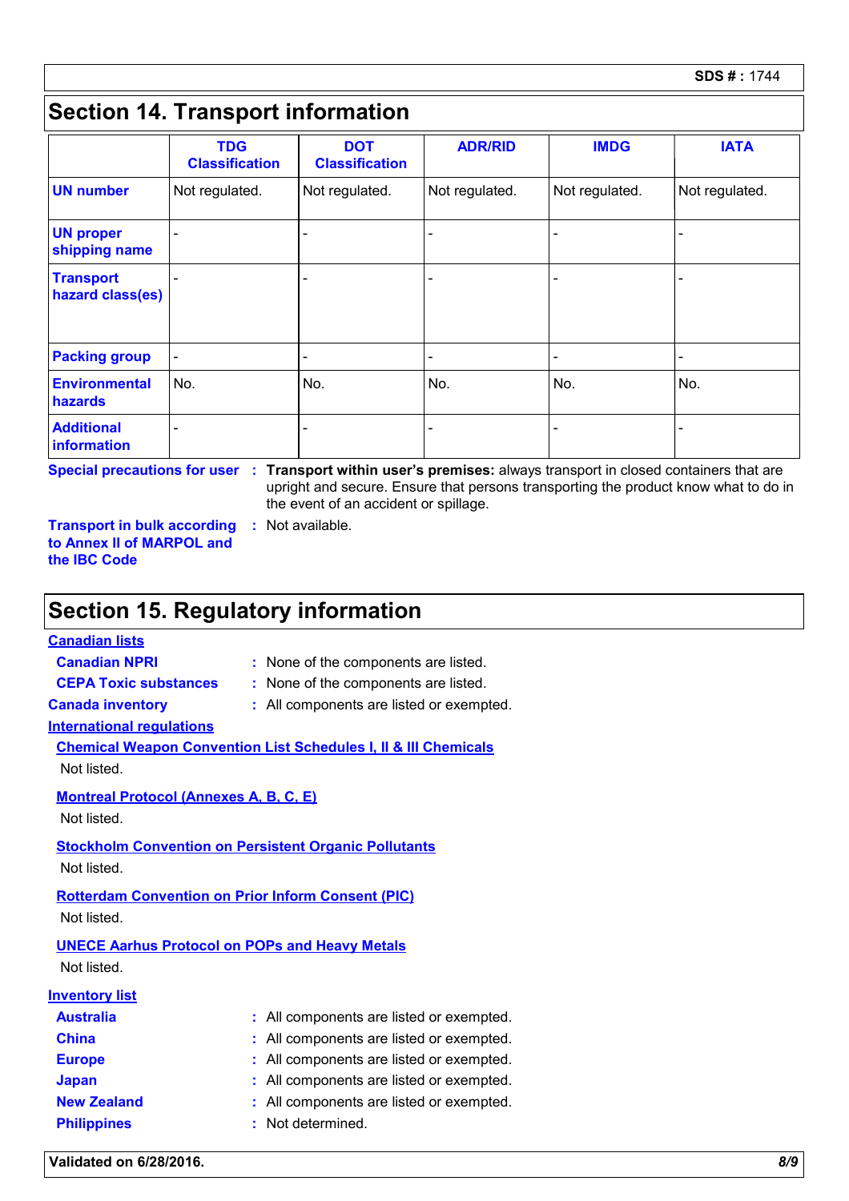## Section 14. Transport information

| | TDG Classification | DOT Classification | ADR/RID | IMDG | IATA |
|---|---|---|---|---|---|
| **UN number** | Not regulated. | Not regulated. | Not regulated. | Not regulated. | Not regulated. |
| **UN proper shipping name** | - | - | - | - | - |
| **Transport hazard class(es)** | - | - | - | - | - |
| **Packing group** | - | - | - | - | - |
| **Environmental hazards** | No. | No. | No. | No. | No. |
| **Additional information** | - | - | - | - | - |

**Special precautions for user** : **Transport within user's premises:** always transport in closed containers that are upright and secure. Ensure that persons transporting the product know what to do in the event of an accident or spillage.

**Transport in bulk according to Annex II of MARPOL and the IBC Code** : Not available.

## Section 15. Regulatory information

**Canadian lists**

**Canadian NPRI** : None of the components are listed.

**CEPA Toxic substances** : None of the components are listed.

**Canada inventory** : All components are listed or exempted.

**International regulations**

**Chemical Weapon Convention List Schedules I, II & III Chemicals**

Not listed.

**Montreal Protocol (Annexes A, B, C, E)**

Not listed.

**Stockholm Convention on Persistent Organic Pollutants**

Not listed.

**Rotterdam Convention on Prior Inform Consent (PIC)**

Not listed.

**UNECE Aarhus Protocol on POPs and Heavy Metals**

Not listed.

**Inventory list**

**Australia** : All components are listed or exempted.

**China** : All components are listed or exempted.

**Europe** : All components are listed or exempted.

**Japan** : All components are listed or exempted.

**New Zealand** : All components are listed or exempted.

**Philippines** : Not determined.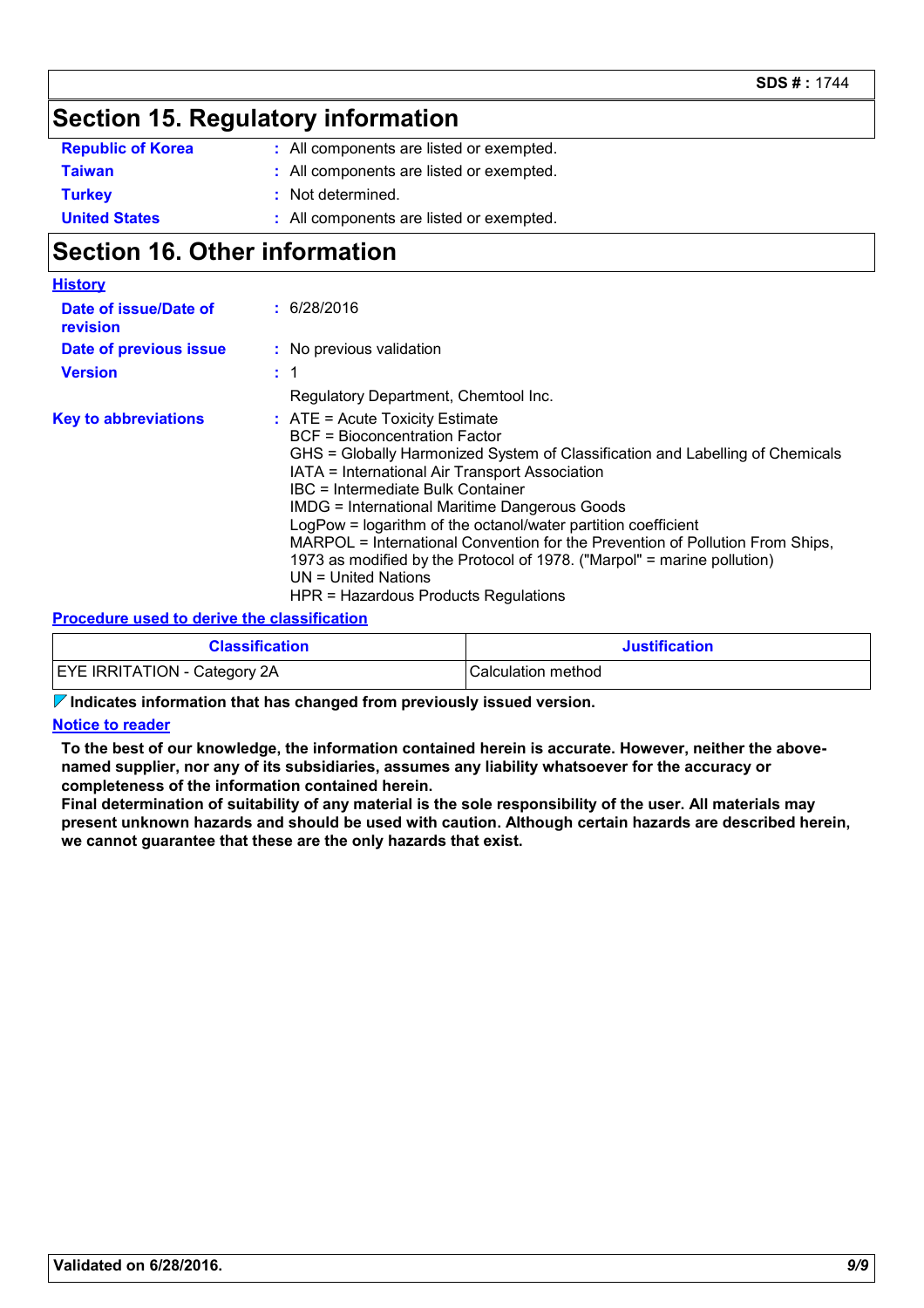## Section 15. Regulatory information

**Republic of Korea** : All components are listed or exempted.

**Taiwan** : All components are listed or exempted.

**Turkey** : Not determined.

**United States** : All components are listed or exempted.

## Section 16. Other information

**History**

**Date of issue/Date of revision** : 6/28/2016

**Date of previous issue** : No previous validation

**Version** : 1

Regulatory Department, Chemtool Inc.

**Key to abbreviations** : ATE = Acute Toxicity Estimate
BCF = Bioconcentration Factor
GHS = Globally Harmonized System of Classification and Labelling of Chemicals
IATA = International Air Transport Association
IBC = Intermediate Bulk Container
IMDG = International Maritime Dangerous Goods
LogPow = logarithm of the octanol/water partition coefficient
MARPOL = International Convention for the Prevention of Pollution From Ships, 1973 as modified by the Protocol of 1978. ("Marpol" = marine pollution)
UN = United Nations
HPR = Hazardous Products Regulations

**Procedure used to derive the classification**

| Classification | Justification |
|---|---|
| EYE IRRITATION - Category 2A | Calculation method |

**Indicates information that has changed from previously issued version.**

**Notice to reader**

**To the best of our knowledge, the information contained herein is accurate. However, neither the above-named supplier, nor any of its subsidiaries, assumes any liability whatsoever for the accuracy or completeness of the information contained herein.**
**Final determination of suitability of any material is the sole responsibility of the user. All materials may present unknown hazards and should be used with caution. Although certain hazards are described herein, we cannot guarantee that these are the only hazards that exist.**